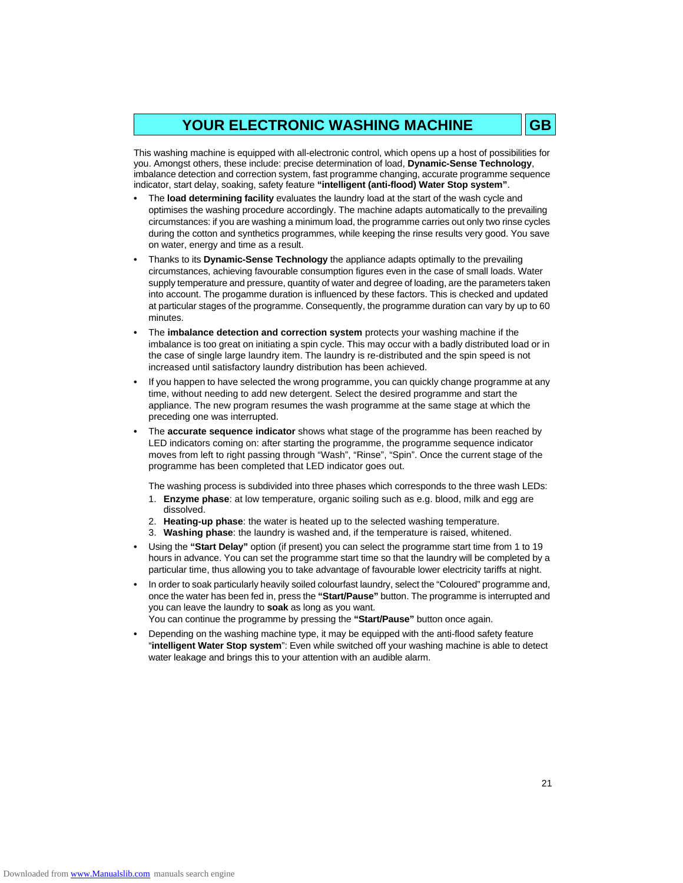# YOUR ELECTRONIC WASHING MACHINE

**GB**

This washing machine is equipped with all-electronic control, which opens up a host of possibilities for you. Amongst others, these include: precise determination of load, **Dynamic-Sense Technology**, imbalance detection and correction system, fast programme changing, accurate programme sequence indicator, start delay, soaking, safety feature **"intelligent (anti-flood) Water Stop system"**.

- The **load determining facility** evaluates the laundry load at the start of the wash cycle and optimises the washing procedure accordingly. The machine adapts automatically to the prevailing circumstances: if you are washing a minimum load, the programme carries out only two rinse cycles during the cotton and synthetics programmes, while keeping the rinse results very good. You save on water, energy and time as a result.
- Thanks to its **Dynamic-Sense Technology** the appliance adapts optimally to the prevailing circumstances, achieving favourable consumption figures even in the case of small loads. Water supply temperature and pressure, quantity of water and degree of loading, are the parameters taken into account. The progamme duration is influenced by these factors. This is checked and updated at particular stages of the programme. Consequently, the programme duration can vary by up to 60 minutes.
- The **imbalance detection and correction system** protects your washing machine if the imbalance is too great on initiating a spin cycle. This may occur with a badly distributed load or in the case of single large laundry item. The laundry is re-distributed and the spin speed is not increased until satisfactory laundry distribution has been achieved.
- If you happen to have selected the wrong programme, you can quickly change programme at any time, without needing to add new detergent. Select the desired programme and start the appliance. The new program resumes the wash programme at the same stage at which the preceding one was interrupted.
- The **accurate sequence indicator** shows what stage of the programme has been reached by LED indicators coming on: after starting the programme, the programme sequence indicator moves from left to right passing through "Wash", "Rinse", "Spin". Once the current stage of the programme has been completed that LED indicator goes out.

  The washing process is subdivided into three phases which corresponds to the three wash LEDs:

  1. **Enzyme phase**: at low temperature, organic soiling such as e.g. blood, milk and egg are dissolved.
  2. **Heating-up phase**: the water is heated up to the selected washing temperature.
  3. **Washing phase**: the laundry is washed and, if the temperature is raised, whitened.
- Using the **"Start Delay"** option (if present) you can select the programme start time from 1 to 19 hours in advance. You can set the programme start time so that the laundry will be completed by a particular time, thus allowing you to take advantage of favourable lower electricity tariffs at night.
- In order to soak particularly heavily soiled colourfast laundry, select the "Coloured" programme and, once the water has been fed in, press the **"Start/Pause"** button. The programme is interrupted and you can leave the laundry to **soak** as long as you want.
  You can continue the programme by pressing the **"Start/Pause"** button once again.
- Depending on the washing machine type, it may be equipped with the anti-flood safety feature "**intelligent Water Stop system**": Even while switched off your washing machine is able to detect water leakage and brings this to your attention with an audible alarm.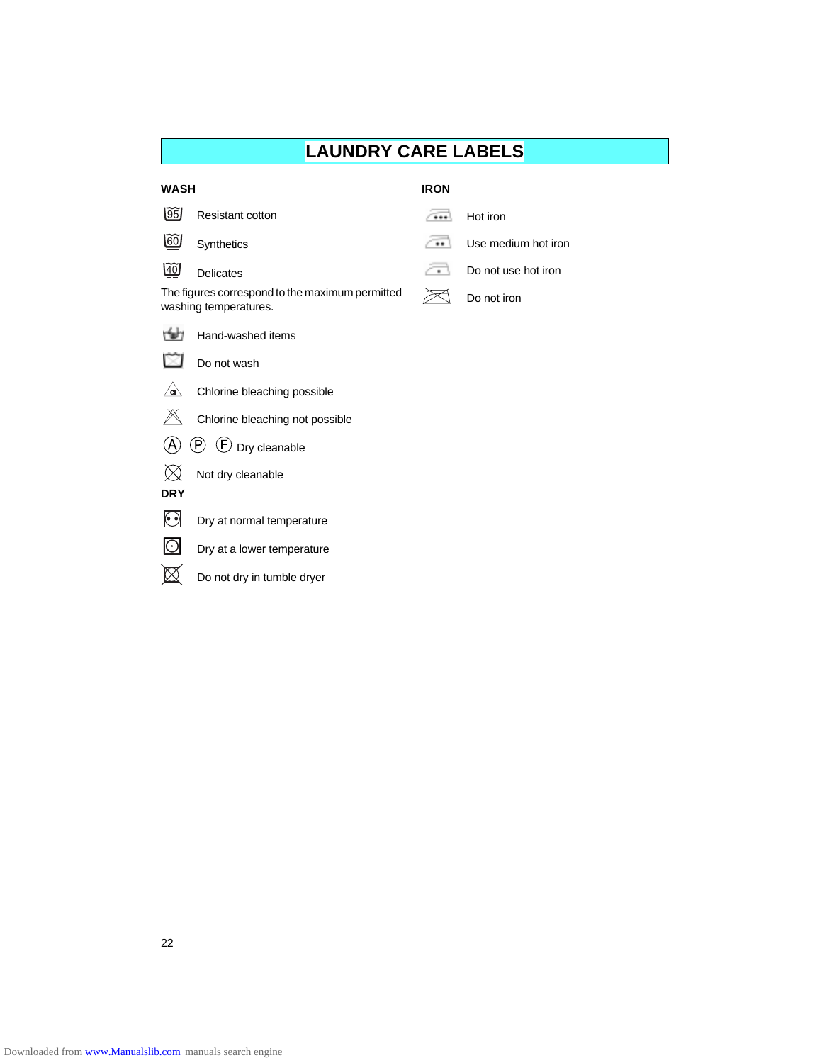# LAUNDRY CARE LABELS

**WASH**

95 Resistant cotton

60 Synthetics

40 Delicates

The figures correspond to the maximum permitted washing temperatures.

Hand-washed items

Do not wash

Chlorine bleaching possible

Chlorine bleaching not possible

Ⓐ Ⓟ Ⓕ Dry cleanable

Not dry cleanable

**DRY**

Dry at normal temperature

Dry at a lower temperature

Do not dry in tumble dryer

**IRON**

Hot iron

Use medium hot iron

Do not use hot iron

Do not iron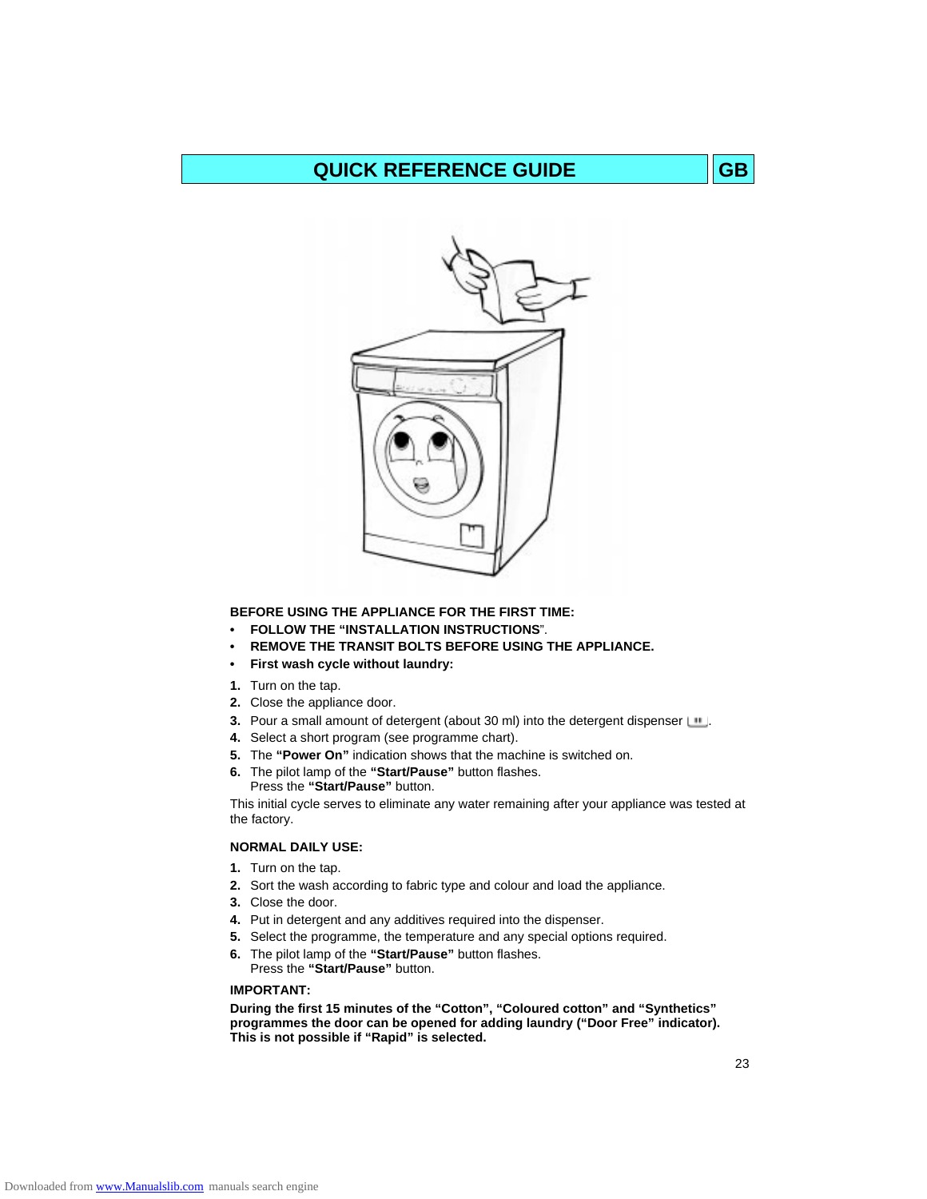# QUICK REFERENCE GUIDE

**GB**

**BEFORE USING THE APPLIANCE FOR THE FIRST TIME:**

- **FOLLOW THE "INSTALLATION INSTRUCTIONS"**.
- **REMOVE THE TRANSIT BOLTS BEFORE USING THE APPLIANCE.**
- **First wash cycle without laundry:**

1. Turn on the tap.
2. Close the appliance door.
3. Pour a small amount of detergent (about 30 ml) into the detergent dispenser.
4. Select a short program (see programme chart).
5. The **"Power On"** indication shows that the machine is switched on.
6. The pilot lamp of the **"Start/Pause"** button flashes.
   Press the **"Start/Pause"** button.

This initial cycle serves to eliminate any water remaining after your appliance was tested at the factory.

**NORMAL DAILY USE:**

1. Turn on the tap.
2. Sort the wash according to fabric type and colour and load the appliance.
3. Close the door.
4. Put in detergent and any additives required into the dispenser.
5. Select the programme, the temperature and any special options required.
6. The pilot lamp of the **"Start/Pause"** button flashes.
   Press the **"Start/Pause"** button.

**IMPORTANT:**

**During the first 15 minutes of the "Cotton", "Coloured cotton" and "Synthetics" programmes the door can be opened for adding laundry ("Door Free" indicator). This is not possible if "Rapid" is selected.**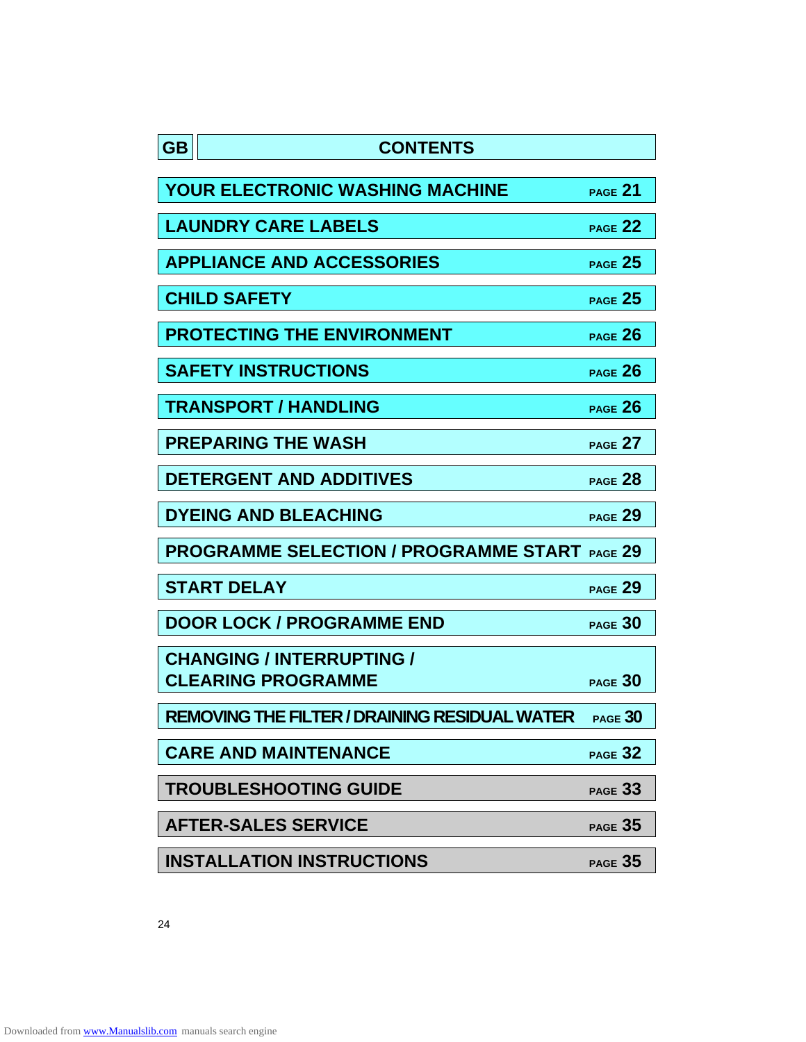# GB CONTENTS

| Section | Page |
| --- | --- |
| YOUR ELECTRONIC WASHING MACHINE | PAGE 21 |
| LAUNDRY CARE LABELS | PAGE 22 |
| APPLIANCE AND ACCESSORIES | PAGE 25 |
| CHILD SAFETY | PAGE 25 |
| PROTECTING THE ENVIRONMENT | PAGE 26 |
| SAFETY INSTRUCTIONS | PAGE 26 |
| TRANSPORT / HANDLING | PAGE 26 |
| PREPARING THE WASH | PAGE 27 |
| DETERGENT AND ADDITIVES | PAGE 28 |
| DYEING AND BLEACHING | PAGE 29 |
| PROGRAMME SELECTION / PROGRAMME START | PAGE 29 |
| START DELAY | PAGE 29 |
| DOOR LOCK / PROGRAMME END | PAGE 30 |
| CHANGING / INTERRUPTING / CLEARING PROGRAMME | PAGE 30 |
| REMOVING THE FILTER / DRAINING RESIDUAL WATER | PAGE 30 |
| CARE AND MAINTENANCE | PAGE 32 |
| TROUBLESHOOTING GUIDE | PAGE 33 |
| AFTER-SALES SERVICE | PAGE 35 |
| INSTALLATION INSTRUCTIONS | PAGE 35 |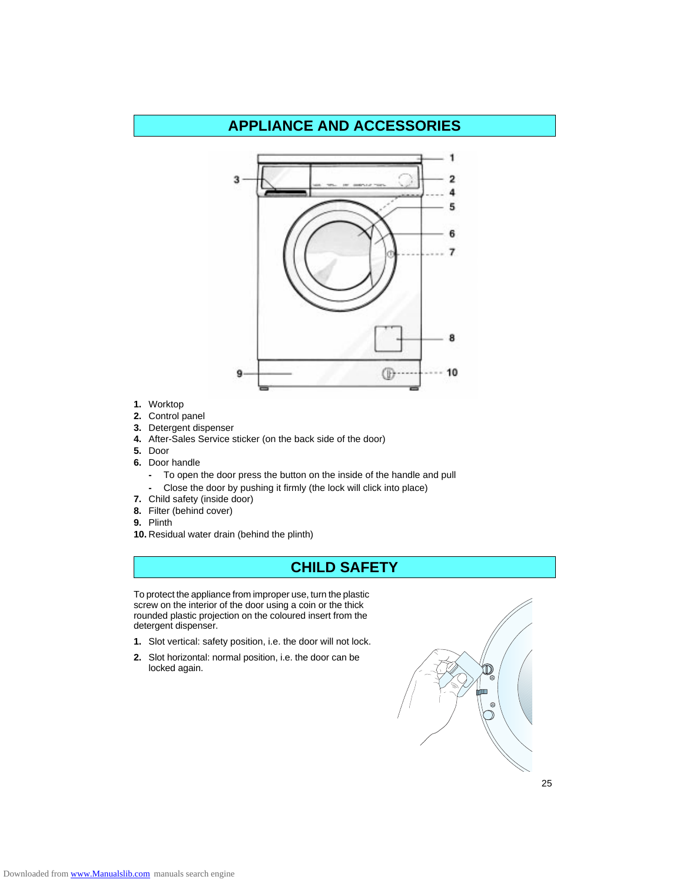## APPLIANCE AND ACCESSORIES

1. Worktop
2. Control panel
3. Detergent dispenser
4. After-Sales Service sticker (on the back side of the door)
5. Door
6. Door handle
   - To open the door press the button on the inside of the handle and pull
   - Close the door by pushing it firmly (the lock will click into place)
7. Child safety (inside door)
8. Filter (behind cover)
9. Plinth
10. Residual water drain (behind the plinth)

## CHILD SAFETY

To protect the appliance from improper use, turn the plastic screw on the interior of the door using a coin or the thick rounded plastic projection on the coloured insert from the detergent dispenser.

1. Slot vertical: safety position, i.e. the door will not lock.
2. Slot horizontal: normal position, i.e. the door can be locked again.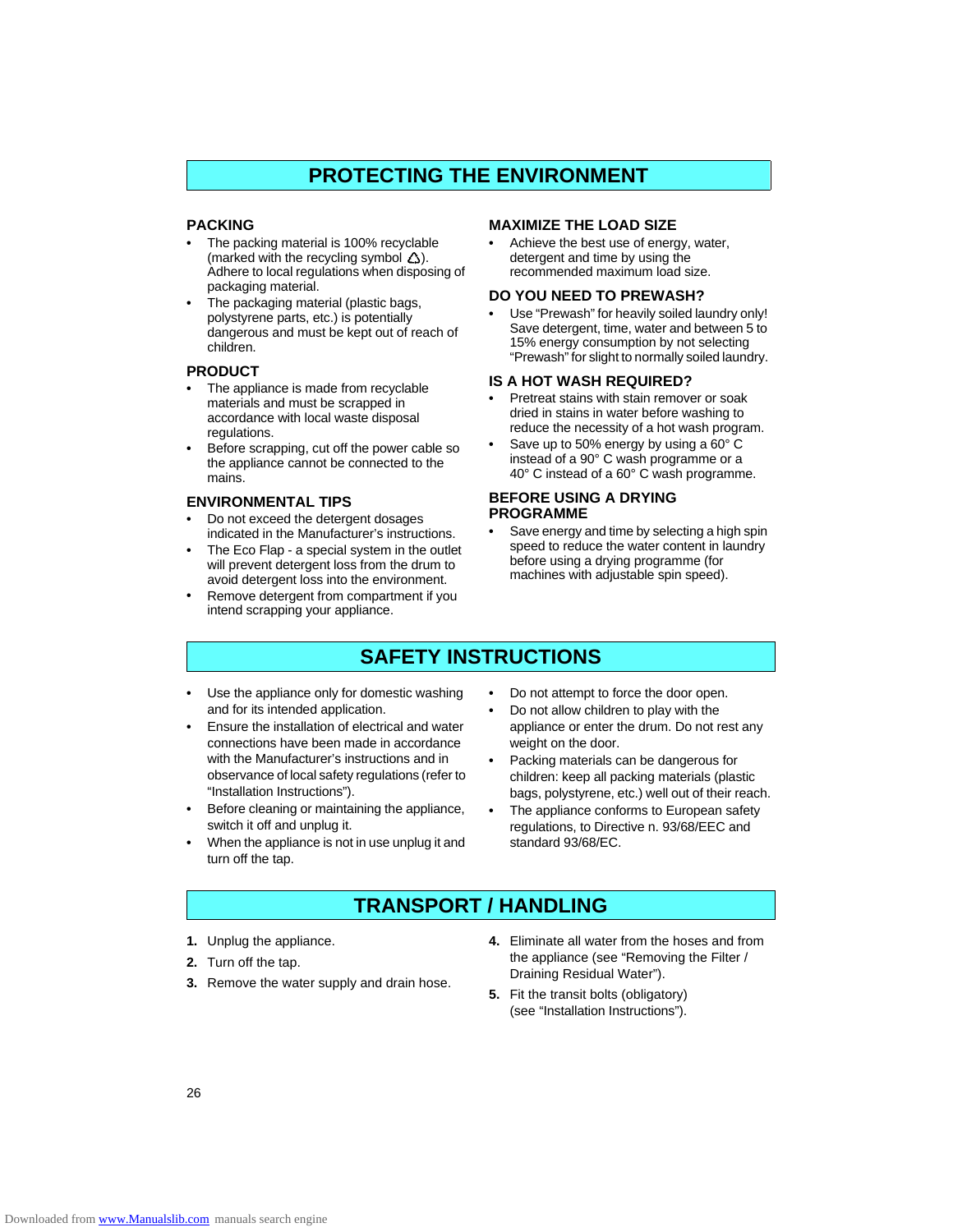# PROTECTING THE ENVIRONMENT

### PACKING

- The packing material is 100% recyclable (marked with the recycling symbol ♲). Adhere to local regulations when disposing of packaging material.
- The packaging material (plastic bags, polystyrene parts, etc.) is potentially dangerous and must be kept out of reach of children.

### PRODUCT

- The appliance is made from recyclable materials and must be scrapped in accordance with local waste disposal regulations.
- Before scrapping, cut off the power cable so the appliance cannot be connected to the mains.

### ENVIRONMENTAL TIPS

- Do not exceed the detergent dosages indicated in the Manufacturer's instructions.
- The Eco Flap - a special system in the outlet will prevent detergent loss from the drum to avoid detergent loss into the environment.
- Remove detergent from compartment if you intend scrapping your appliance.

### MAXIMIZE THE LOAD SIZE

- Achieve the best use of energy, water, detergent and time by using the recommended maximum load size.

### DO YOU NEED TO PREWASH?

- Use "Prewash" for heavily soiled laundry only! Save detergent, time, water and between 5 to 15% energy consumption by not selecting "Prewash" for slight to normally soiled laundry.

### IS A HOT WASH REQUIRED?

- Pretreat stains with stain remover or soak dried in stains in water before washing to reduce the necessity of a hot wash program.
- Save up to 50% energy by using a 60° C instead of a 90° C wash programme or a 40° C instead of a 60° C wash programme.

### BEFORE USING A DRYING PROGRAMME

- Save energy and time by selecting a high spin speed to reduce the water content in laundry before using a drying programme (for machines with adjustable spin speed).

# SAFETY INSTRUCTIONS

- Use the appliance only for domestic washing and for its intended application.
- Ensure the installation of electrical and water connections have been made in accordance with the Manufacturer's instructions and in observance of local safety regulations (refer to "Installation Instructions").
- Before cleaning or maintaining the appliance, switch it off and unplug it.
- When the appliance is not in use unplug it and turn off the tap.
- Do not attempt to force the door open.
- Do not allow children to play with the appliance or enter the drum. Do not rest any weight on the door.
- Packing materials can be dangerous for children: keep all packing materials (plastic bags, polystyrene, etc.) well out of their reach.
- The appliance conforms to European safety regulations, to Directive n. 93/68/EEC and standard 93/68/EC.

# TRANSPORT / HANDLING

1. Unplug the appliance.
2. Turn off the tap.
3. Remove the water supply and drain hose.
4. Eliminate all water from the hoses and from the appliance (see "Removing the Filter / Draining Residual Water").
5. Fit the transit bolts (obligatory) (see "Installation Instructions").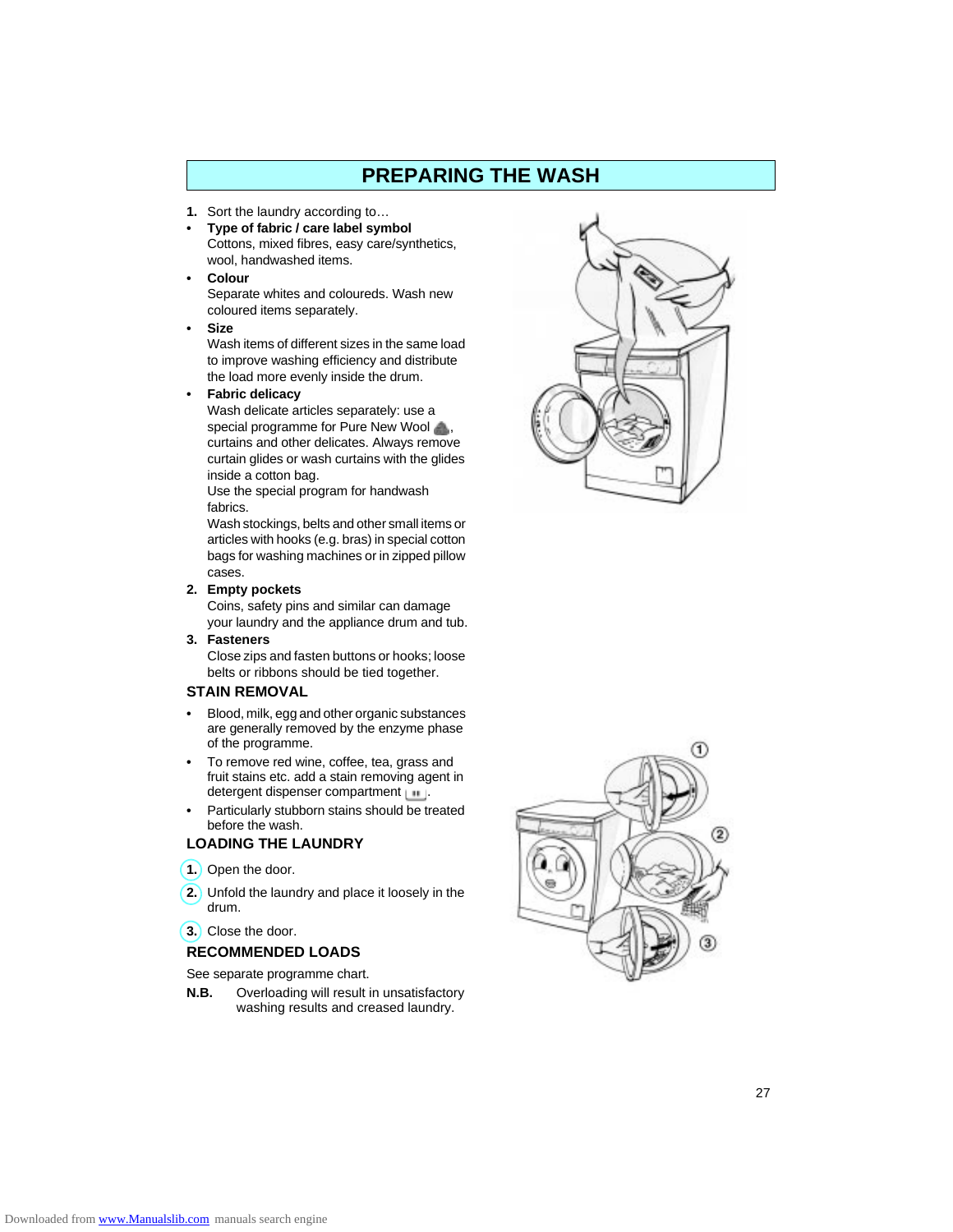# PREPARING THE WASH

1. Sort the laundry according to…

- **Type of fabric / care label symbol**
  Cottons, mixed fibres, easy care/synthetics, wool, handwashed items.
- **Colour**
  Separate whites and coloureds. Wash new coloured items separately.
- **Size**
  Wash items of different sizes in the same load to improve washing efficiency and distribute the load more evenly inside the drum.
- **Fabric delicacy**
  Wash delicate articles separately: use a special programme for Pure New Wool, curtains and other delicates. Always remove curtain glides or wash curtains with the glides inside a cotton bag.
  Use the special program for handwash fabrics.
  Wash stockings, belts and other small items or articles with hooks (e.g. bras) in special cotton bags for washing machines or in zipped pillow cases.

2. **Empty pockets**
   Coins, safety pins and similar can damage your laundry and the appliance drum and tub.
3. **Fasteners**
   Close zips and fasten buttons or hooks; loose belts or ribbons should be tied together.

## STAIN REMOVAL

- Blood, milk, egg and other organic substances are generally removed by the enzyme phase of the programme.
- To remove red wine, coffee, tea, grass and fruit stains etc. add a stain removing agent in detergent dispenser compartment.
- Particularly stubborn stains should be treated before the wash.

## LOADING THE LAUNDRY

1. Open the door.
2. Unfold the laundry and place it loosely in the drum.
3. Close the door.

## RECOMMENDED LOADS

See separate programme chart.

**N.B.** Overloading will result in unsatisfactory washing results and creased laundry.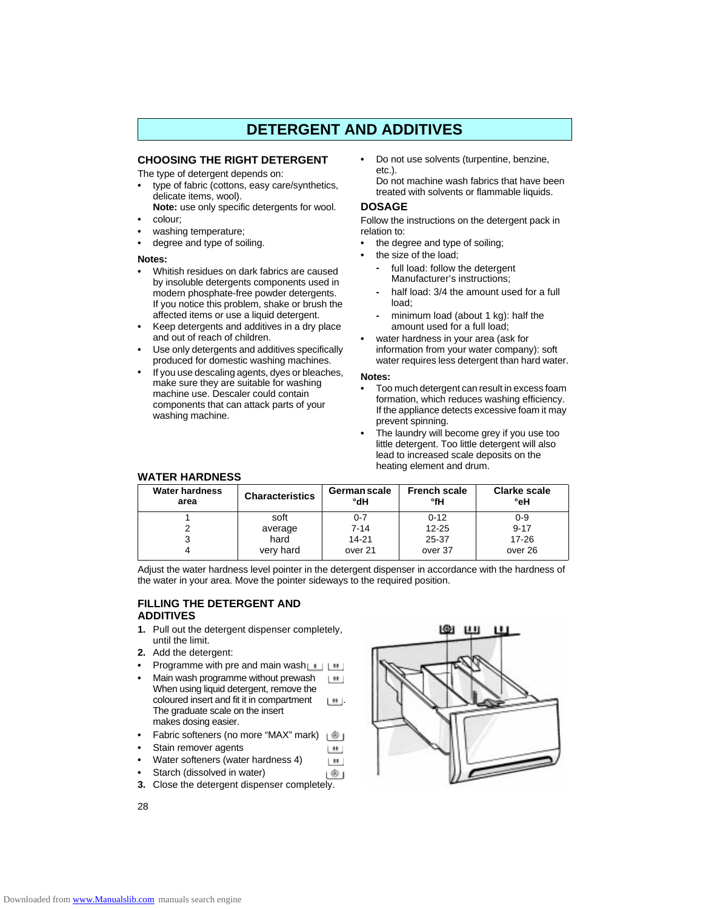# DETERGENT AND ADDITIVES

## CHOOSING THE RIGHT DETERGENT

The type of detergent depends on:

- type of fabric (cottons, easy care/synthetics, delicate items, wool).
  **Note:** use only specific detergents for wool.
- colour;
- washing temperature;
- degree and type of soiling.

**Notes:**

- Whitish residues on dark fabrics are caused by insoluble detergents components used in modern phosphate-free powder detergents. If you notice this problem, shake or brush the affected items or use a liquid detergent.
- Keep detergents and additives in a dry place and out of reach of children.
- Use only detergents and additives specifically produced for domestic washing machines.
- If you use descaling agents, dyes or bleaches, make sure they are suitable for washing machine use. Descaler could contain components that can attack parts of your washing machine.
- Do not use solvents (turpentine, benzine, etc.).
  Do not machine wash fabrics that have been treated with solvents or flammable liquids.

## DOSAGE

Follow the instructions on the detergent pack in relation to:

- the degree and type of soiling;
- the size of the load;
  - full load: follow the detergent Manufacturer's instructions;
  - half load: 3/4 the amount used for a full load;
  - minimum load (about 1 kg): half the amount used for a full load;
- water hardness in your area (ask for information from your water company): soft water requires less detergent than hard water.

**Notes:**

- Too much detergent can result in excess foam formation, which reduces washing efficiency. If the appliance detects excessive foam it may prevent spinning.
- The laundry will become grey if you use too little detergent. Too little detergent will also lead to increased scale deposits on the heating element and drum.

## WATER HARDNESS

| Water hardness area | Characteristics | German scale °dH | French scale °fH | Clarke scale °eH |
|---|---|---|---|---|
| 1 | soft | 0-7 | 0-12 | 0-9 |
| 2 | average | 7-14 | 12-25 | 9-17 |
| 3 | hard | 14-21 | 25-37 | 17-26 |
| 4 | very hard | over 21 | over 37 | over 26 |

Adjust the water hardness level pointer in the detergent dispenser in accordance with the hardness of the water in your area. Move the pointer sideways to the required position.

## FILLING THE DETERGENT AND ADDITIVES

1. Pull out the detergent dispenser completely, until the limit.
2. Add the detergent:
   - Programme with pre and main wash
   - Main wash programme without prewash
     When using liquid detergent, remove the coloured insert and fit it in compartment .
     The graduate scale on the insert makes dosing easier.
   - Fabric softeners (no more "MAX" mark)
   - Stain remover agents
   - Water softeners (water hardness 4)
   - Starch (dissolved in water)
3. Close the detergent dispenser completely.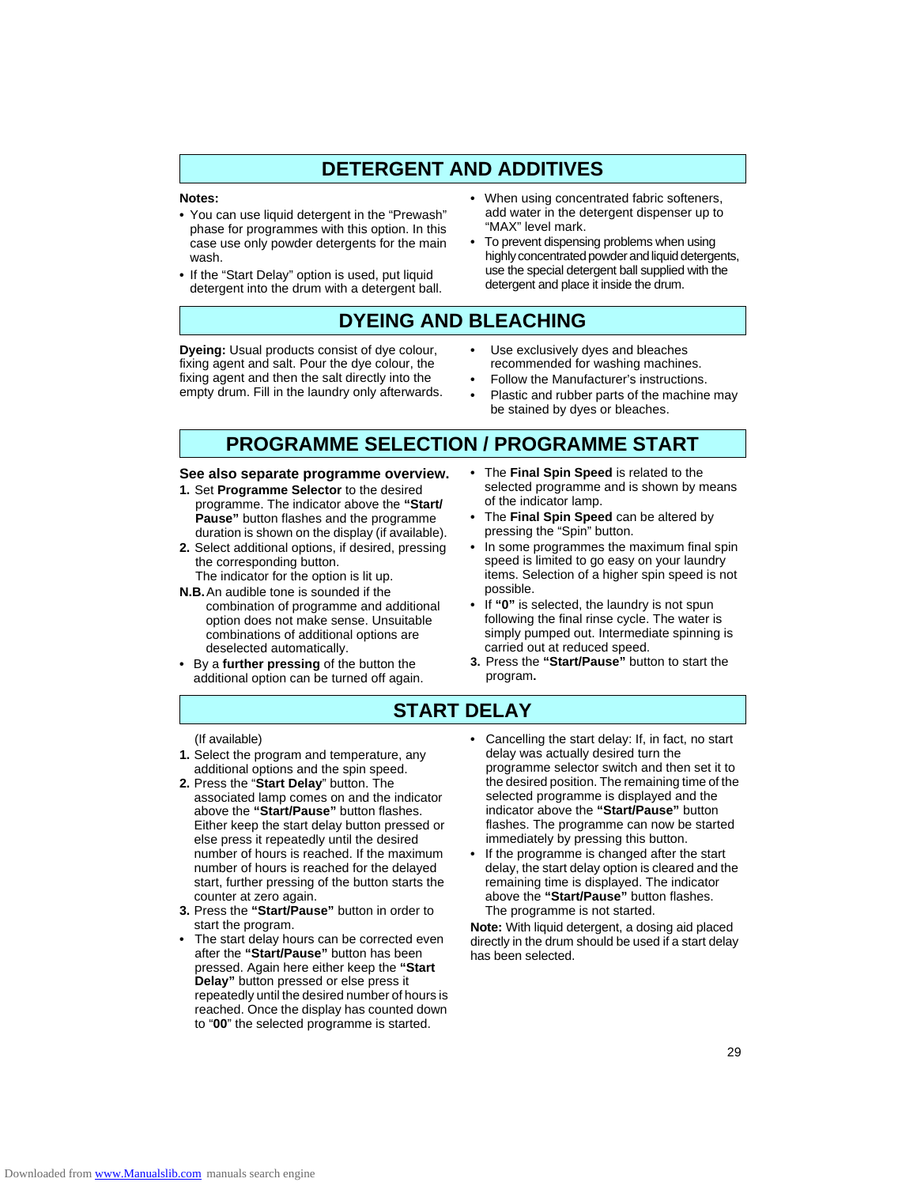## DETERGENT AND ADDITIVES

**Notes:**

- You can use liquid detergent in the “Prewash” phase for programmes with this option. In this case use only powder detergents for the main wash.
- If the “Start Delay” option is used, put liquid detergent into the drum with a detergent ball.
- When using concentrated fabric softeners, add water in the detergent dispenser up to “MAX” level mark.
- To prevent dispensing problems when using highly concentrated powder and liquid detergents, use the special detergent ball supplied with the detergent and place it inside the drum.

## DYEING AND BLEACHING

**Dyeing:** Usual products consist of dye colour, fixing agent and salt. Pour the dye colour, the fixing agent and then the salt directly into the empty drum. Fill in the laundry only afterwards.

- Use exclusively dyes and bleaches recommended for washing machines.
- Follow the Manufacturer’s instructions.
- Plastic and rubber parts of the machine may be stained by dyes or bleaches.

## PROGRAMME SELECTION / PROGRAMME START

**See also separate programme overview.**

1. Set **Programme Selector** to the desired programme. The indicator above the **“Start/ Pause”** button flashes and the programme duration is shown on the display (if available).
2. Select additional options, if desired, pressing the corresponding button.
   The indicator for the option is lit up.

**N.B.** An audible tone is sounded if the combination of programme and additional option does not make sense. Unsuitable combinations of additional options are deselected automatically.

- By a **further pressing** of the button the additional option can be turned off again.
- The **Final Spin Speed** is related to the selected programme and is shown by means of the indicator lamp.
- The **Final Spin Speed** can be altered by pressing the “Spin” button.
- In some programmes the maximum final spin speed is limited to go easy on your laundry items. Selection of a higher spin speed is not possible.
- If **“0”** is selected, the laundry is not spun following the final rinse cycle. The water is simply pumped out. Intermediate spinning is carried out at reduced speed.

3. Press the **“Start/Pause”** button to start the program**.**

## START DELAY

(If available)

1. Select the program and temperature, any additional options and the spin speed.
2. Press the “**Start Delay**” button. The associated lamp comes on and the indicator above the **“Start/Pause”** button flashes. Either keep the start delay button pressed or else press it repeatedly until the desired number of hours is reached. If the maximum number of hours is reached for the delayed start, further pressing of the button starts the counter at zero again.
3. Press the **“Start/Pause”** button in order to start the program.

- The start delay hours can be corrected even after the **“Start/Pause”** button has been pressed. Again here either keep the **“Start Delay”** button pressed or else press it repeatedly until the desired number of hours is reached. Once the display has counted down to “**00**” the selected programme is started.
- Cancelling the start delay: If, in fact, no start delay was actually desired turn the programme selector switch and then set it to the desired position. The remaining time of the selected programme is displayed and the indicator above the **“Start/Pause”** button flashes. The programme can now be started immediately by pressing this button.
- If the programme is changed after the start delay, the start delay option is cleared and the remaining time is displayed. The indicator above the **“Start/Pause”** button flashes. The programme is not started.

**Note:** With liquid detergent, a dosing aid placed directly in the drum should be used if a start delay has been selected.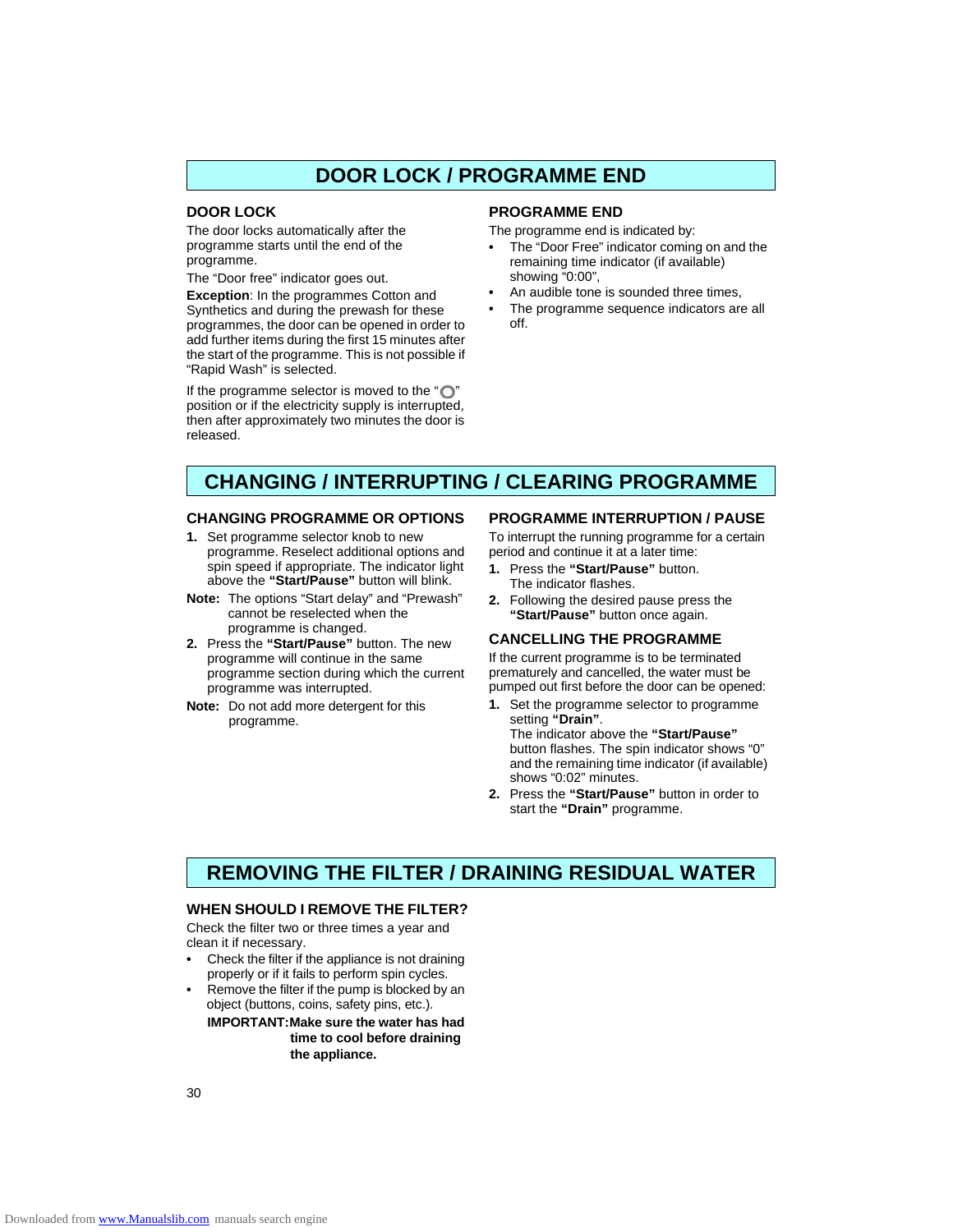## DOOR LOCK / PROGRAMME END

### DOOR LOCK

The door locks automatically after the programme starts until the end of the programme.

The "Door free" indicator goes out.

**Exception**: In the programmes Cotton and Synthetics and during the prewash for these programmes, the door can be opened in order to add further items during the first 15 minutes after the start of the programme. This is not possible if "Rapid Wash" is selected.

If the programme selector is moved to the "◯" position or if the electricity supply is interrupted, then after approximately two minutes the door is released.

### PROGRAMME END

The programme end is indicated by:

- The "Door Free" indicator coming on and the remaining time indicator (if available) showing "0:00",
- An audible tone is sounded three times,
- The programme sequence indicators are all off.

## CHANGING / INTERRUPTING / CLEARING PROGRAMME

### CHANGING PROGRAMME OR OPTIONS

1. Set programme selector knob to new programme. Reselect additional options and spin speed if appropriate. The indicator light above the **"Start/Pause"** button will blink.

**Note:** The options "Start delay" and "Prewash" cannot be reselected when the programme is changed.

2. Press the **"Start/Pause"** button. The new programme will continue in the same programme section during which the current programme was interrupted.

**Note:** Do not add more detergent for this programme.

### PROGRAMME INTERRUPTION / PAUSE

To interrupt the running programme for a certain period and continue it at a later time:

1. Press the **"Start/Pause"** button. The indicator flashes.
2. Following the desired pause press the **"Start/Pause"** button once again.

### CANCELLING THE PROGRAMME

If the current programme is to be terminated prematurely and cancelled, the water must be pumped out first before the door can be opened:

1. Set the programme selector to programme setting **"Drain"**. The indicator above the **"Start/Pause"** button flashes. The spin indicator shows "0" and the remaining time indicator (if available) shows "0:02" minutes.
2. Press the **"Start/Pause"** button in order to start the **"Drain"** programme.

## REMOVING THE FILTER / DRAINING RESIDUAL WATER

### WHEN SHOULD I REMOVE THE FILTER?

Check the filter two or three times a year and clean it if necessary.

- Check the filter if the appliance is not draining properly or if it fails to perform spin cycles.
- Remove the filter if the pump is blocked by an object (buttons, coins, safety pins, etc.).

**IMPORTANT: Make sure the water has had time to cool before draining the appliance.**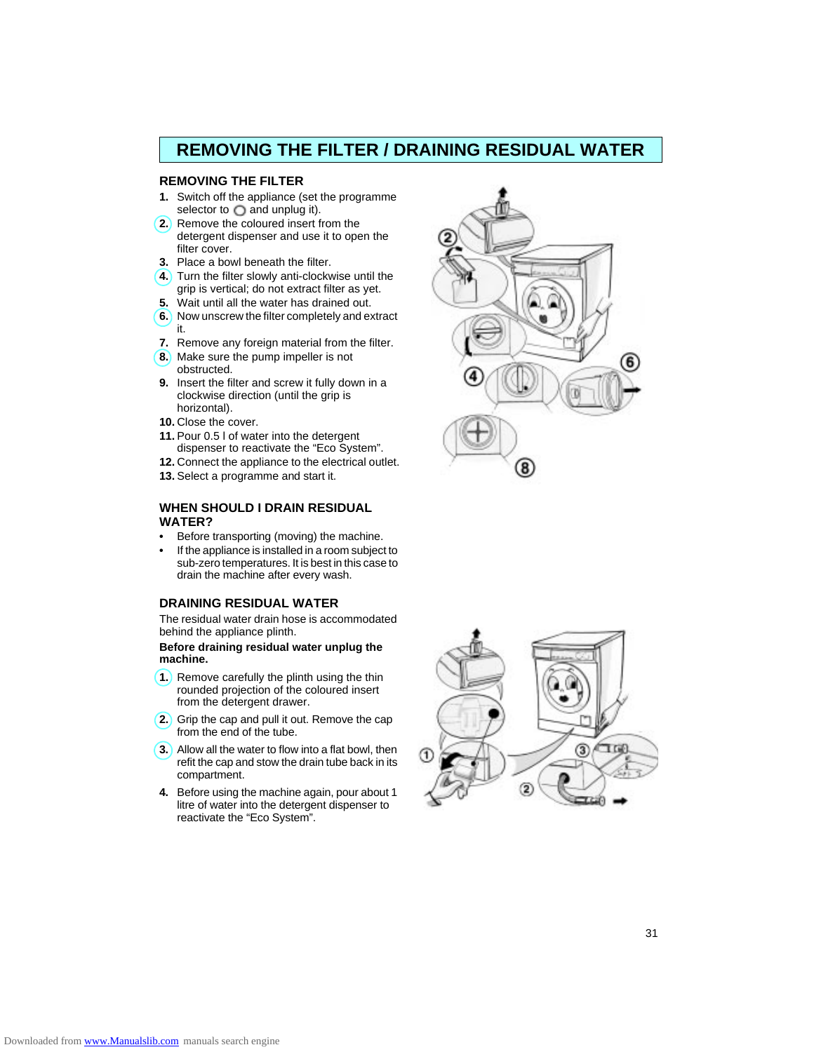# REMOVING THE FILTER / DRAINING RESIDUAL WATER

## REMOVING THE FILTER

1. Switch off the appliance (set the programme selector to ◯ and unplug it).
2. Remove the coloured insert from the detergent dispenser and use it to open the filter cover.
3. Place a bowl beneath the filter.
4. Turn the filter slowly anti-clockwise until the grip is vertical; do not extract filter as yet.
5. Wait until all the water has drained out.
6. Now unscrew the filter completely and extract it.
7. Remove any foreign material from the filter.
8. Make sure the pump impeller is not obstructed.
9. Insert the filter and screw it fully down in a clockwise direction (until the grip is horizontal).
10. Close the cover.
11. Pour 0.5 l of water into the detergent dispenser to reactivate the “Eco System”.
12. Connect the appliance to the electrical outlet.
13. Select a programme and start it.

## WHEN SHOULD I DRAIN RESIDUAL WATER?

- Before transporting (moving) the machine.
- If the appliance is installed in a room subject to sub-zero temperatures. It is best in this case to drain the machine after every wash.

## DRAINING RESIDUAL WATER

The residual water drain hose is accommodated behind the appliance plinth.

**Before draining residual water unplug the machine.**

1. Remove carefully the plinth using the thin rounded projection of the coloured insert from the detergent drawer.
2. Grip the cap and pull it out. Remove the cap from the end of the tube.
3. Allow all the water to flow into a flat bowl, then refit the cap and stow the drain tube back in its compartment.
4. Before using the machine again, pour about 1 litre of water into the detergent dispenser to reactivate the “Eco System”.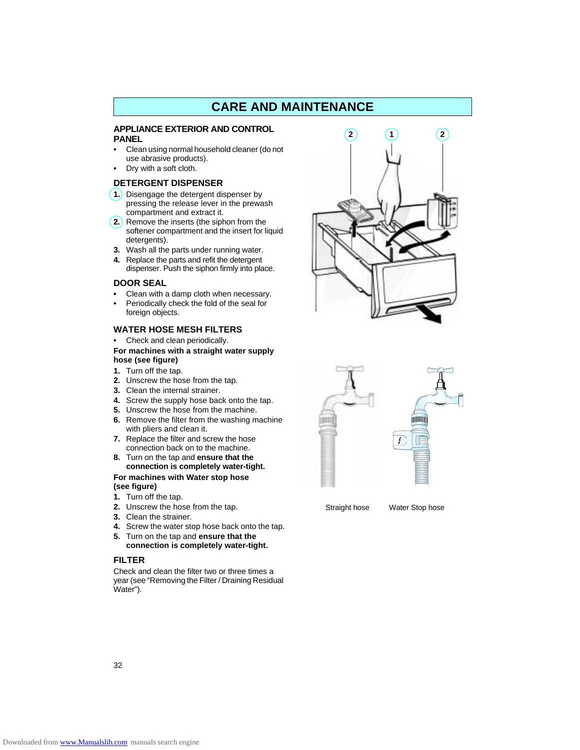# CARE AND MAINTENANCE

## APPLIANCE EXTERIOR AND CONTROL PANEL

- Clean using normal household cleaner (do not use abrasive products).
- Dry with a soft cloth.

## DETERGENT DISPENSER

1. Disengage the detergent dispenser by pressing the release lever in the prewash compartment and extract it.
2. Remove the inserts (the siphon from the softener compartment and the insert for liquid detergents).
3. Wash all the parts under running water.
4. Replace the parts and refit the detergent dispenser. Push the siphon firmly into place.

## DOOR SEAL

- Clean with a damp cloth when necessary.
- Periodically check the fold of the seal for foreign objects.

## WATER HOSE MESH FILTERS

- Check and clean periodically.

**For machines with a straight water supply hose (see figure)**

1. Turn off the tap.
2. Unscrew the hose from the tap.
3. Clean the internal strainer.
4. Screw the supply hose back onto the tap.
5. Unscrew the hose from the machine.
6. Remove the filter from the washing machine with pliers and clean it.
7. Replace the filter and screw the hose connection back on to the machine.
8. Turn on the tap and **ensure that the connection is completely water-tight.**

**For machines with Water stop hose (see figure)**

1. Turn off the tap.
2. Unscrew the hose from the tap.
3. Clean the strainer.
4. Screw the water stop hose back onto the tap.
5. Turn on the tap and **ensure that the connection is completely water-tight.**

## FILTER

Check and clean the filter two or three times a year (see "Removing the Filter / Draining Residual Water").

Straight hose  Water Stop hose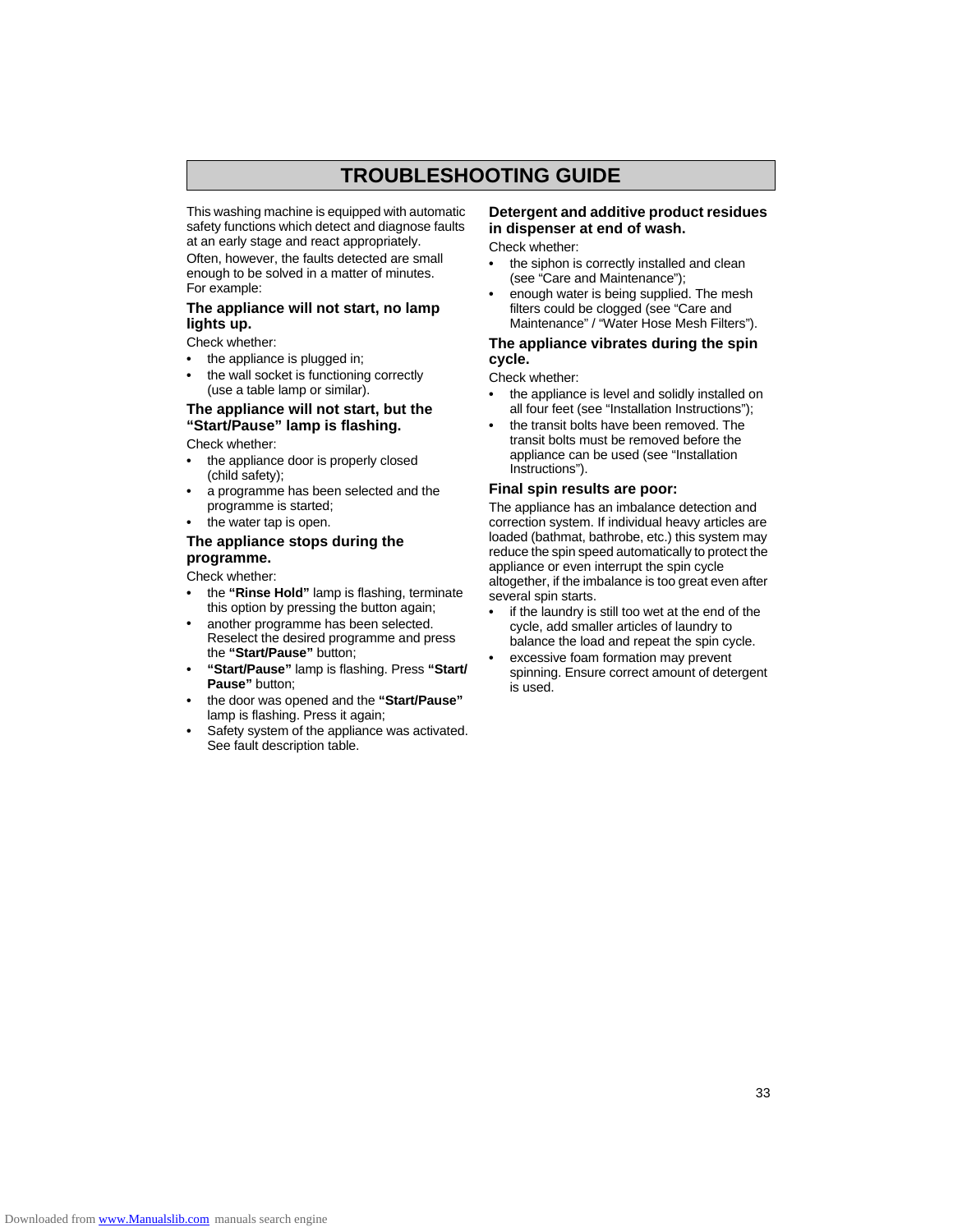# TROUBLESHOOTING GUIDE

This washing machine is equipped with automatic safety functions which detect and diagnose faults at an early stage and react appropriately.

Often, however, the faults detected are small enough to be solved in a matter of minutes.
For example:

### The appliance will not start, no lamp lights up.

Check whether:

- the appliance is plugged in;
- the wall socket is functioning correctly (use a table lamp or similar).

### The appliance will not start, but the “Start/Pause” lamp is flashing.

Check whether:

- the appliance door is properly closed (child safety);
- a programme has been selected and the programme is started;
- the water tap is open.

### The appliance stops during the programme.

Check whether:

- the **“Rinse Hold”** lamp is flashing, terminate this option by pressing the button again;
- another programme has been selected. Reselect the desired programme and press the **“Start/Pause”** button;
- **“Start/Pause”** lamp is flashing. Press **“Start/ Pause”** button;
- the door was opened and the **“Start/Pause”** lamp is flashing. Press it again;
- Safety system of the appliance was activated. See fault description table.

### Detergent and additive product residues in dispenser at end of wash.

Check whether:

- the siphon is correctly installed and clean (see “Care and Maintenance”);
- enough water is being supplied. The mesh filters could be clogged (see “Care and Maintenance” / “Water Hose Mesh Filters”).

### The appliance vibrates during the spin cycle.

Check whether:

- the appliance is level and solidly installed on all four feet (see “Installation Instructions”);
- the transit bolts have been removed. The transit bolts must be removed before the appliance can be used (see “Installation Instructions”).

### Final spin results are poor:

The appliance has an imbalance detection and correction system. If individual heavy articles are loaded (bathmat, bathrobe, etc.) this system may reduce the spin speed automatically to protect the appliance or even interrupt the spin cycle altogether, if the imbalance is too great even after several spin starts.

- if the laundry is still too wet at the end of the cycle, add smaller articles of laundry to balance the load and repeat the spin cycle.
- excessive foam formation may prevent spinning. Ensure correct amount of detergent is used.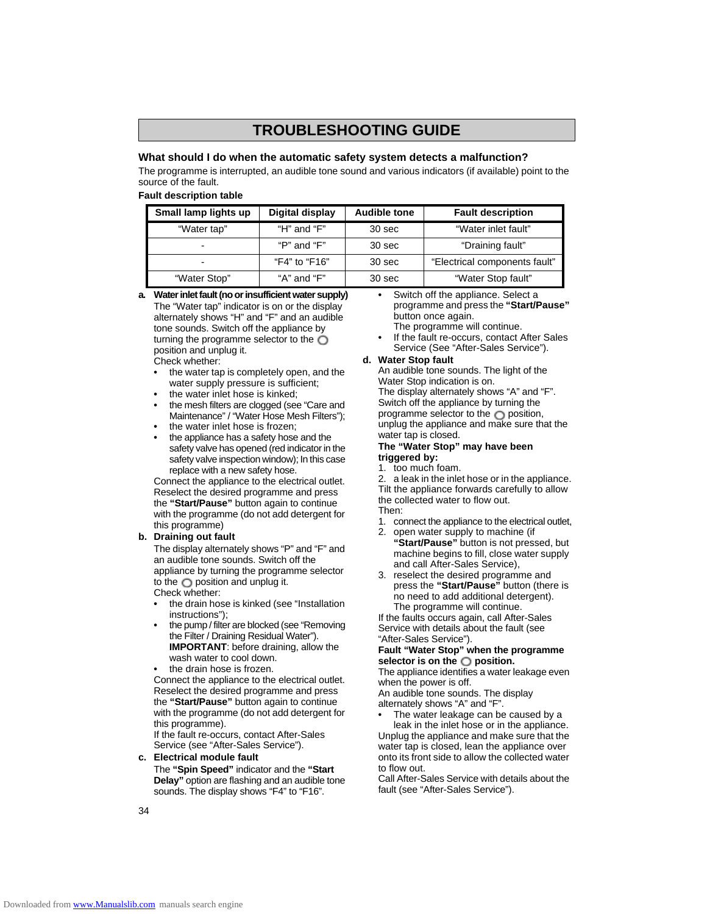# TROUBLESHOOTING GUIDE

### What should I do when the automatic safety system detects a malfunction?

The programme is interrupted, an audible tone sound and various indicators (if available) point to the source of the fault.

**Fault description table**

| Small lamp lights up | Digital display | Audible tone | Fault description |
|---|---|---|---|
| “Water tap” | “H” and “F” | 30 sec | “Water inlet fault” |
| - | “P” and “F” | 30 sec | “Draining fault” |
| - | “F4” to “F16” | 30 sec | “Electrical components fault” |
| “Water Stop” | “A” and “F” | 30 sec | “Water Stop fault” |

**a. Water inlet fault (no or insufficient water supply)**

The “Water tap” indicator is on or the display alternately shows “H” and “F” and an audible tone sounds. Switch off the appliance by turning the programme selector to the ◯ position and unplug it.

Check whether:

- the water tap is completely open, and the water supply pressure is sufficient;
- the water inlet hose is kinked;
- the mesh filters are clogged (see “Care and Maintenance” / “Water Hose Mesh Filters”);
- the water inlet hose is frozen;
- the appliance has a safety hose and the safety valve has opened (red indicator in the safety valve inspection window); In this case replace with a new safety hose.

Connect the appliance to the electrical outlet. Reselect the desired programme and press the **“Start/Pause”** button again to continue with the programme (do not add detergent for this programme)

**b. Draining out fault**

The display alternately shows “P” and “F” and an audible tone sounds. Switch off the appliance by turning the programme selector to the ◯ position and unplug it.

Check whether:

- the drain hose is kinked (see “Installation instructions”);
- the pump / filter are blocked (see “Removing the Filter / Draining Residual Water”). **IMPORTANT**: before draining, allow the wash water to cool down.
- the drain hose is frozen.

Connect the appliance to the electrical outlet. Reselect the desired programme and press the **“Start/Pause”** button again to continue with the programme (do not add detergent for this programme).

If the fault re-occurs, contact After-Sales Service (see “After-Sales Service”).

**c. Electrical module fault**

The **“Spin Speed”** indicator and the **“Start Delay”** option are flashing and an audible tone sounds. The display shows “F4” to “F16”.

- Switch off the appliance. Select a programme and press the **“Start/Pause”** button once again. The programme will continue.
- If the fault re-occurs, contact After Sales Service (See “After-Sales Service”).

**d. Water Stop fault**

An audible tone sounds. The light of the Water Stop indication is on.
The display alternately shows “A” and “F”.
Switch off the appliance by turning the programme selector to the ◯ position, unplug the appliance and make sure that the water tap is closed.

**The “Water Stop” may have been triggered by:**

1. too much foam.
2. a leak in the inlet hose or in the appliance.

Tilt the appliance forwards carefully to allow the collected water to flow out.
Then:

1. connect the appliance to the electrical outlet,
2. open water supply to machine (if **“Start/Pause”** button is not pressed, but machine begins to fill, close water supply and call After-Sales Service),
3. reselect the desired programme and press the **“Start/Pause”** button (there is no need to add additional detergent). The programme will continue.

If the faults occurs again, call After-Sales Service with details about the fault (see “After-Sales Service”).

**Fault “Water Stop” when the programme selector is on the ◯ position.**

The appliance identifies a water leakage even when the power is off.
An audible tone sounds. The display alternately shows “A” and “F”.

- The water leakage can be caused by a leak in the inlet hose or in the appliance.

Unplug the appliance and make sure that the water tap is closed, lean the appliance over onto its front side to allow the collected water to flow out.
Call After-Sales Service with details about the fault (see “After-Sales Service”).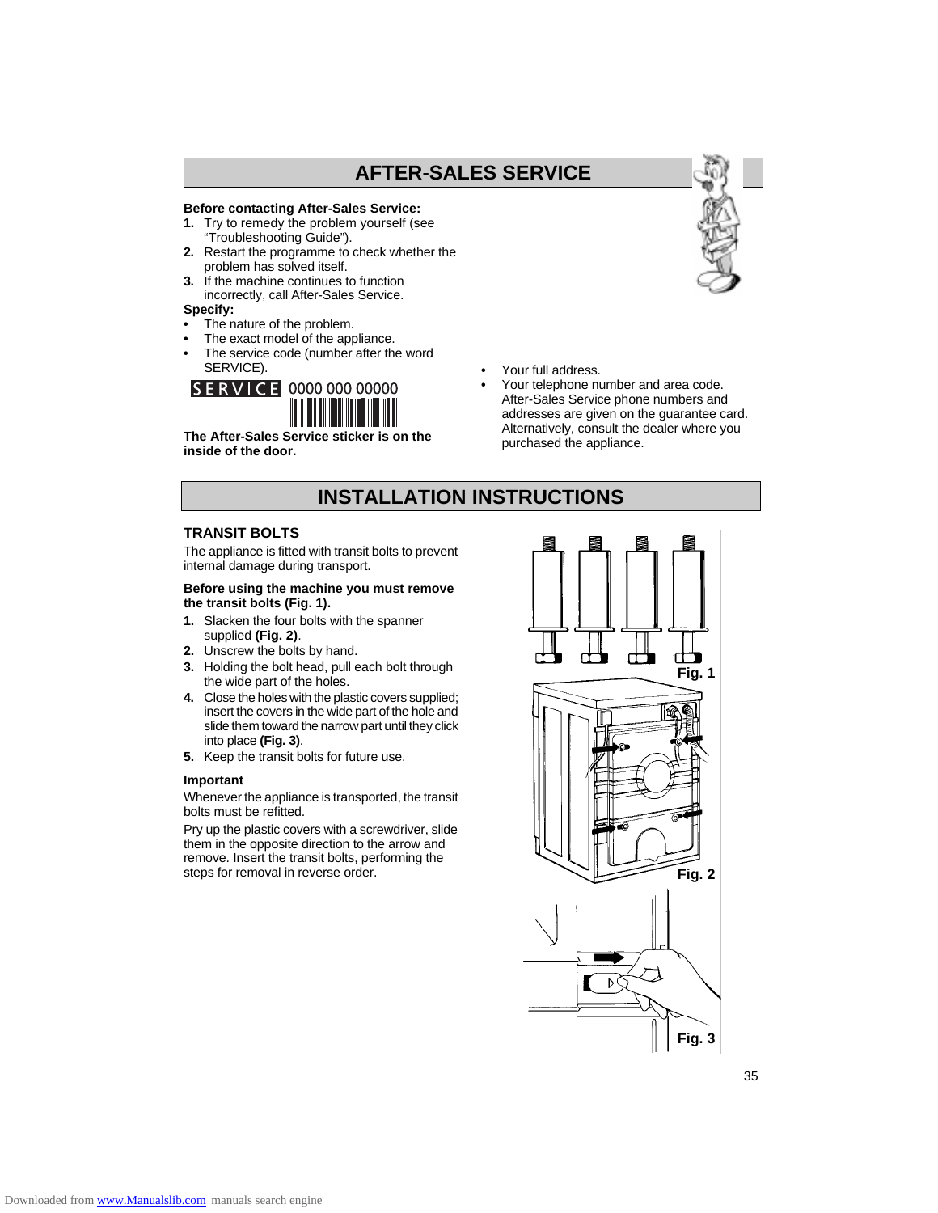# AFTER-SALES SERVICE

**Before contacting After-Sales Service:**

1. Try to remedy the problem yourself (see "Troubleshooting Guide").
2. Restart the programme to check whether the problem has solved itself.
3. If the machine continues to function incorrectly, call After-Sales Service.

**Specify:**

- The nature of the problem.
- The exact model of the appliance.
- The service code (number after the word SERVICE).

SERVICE 0000 000 00000

**The After-Sales Service sticker is on the inside of the door.**

- Your full address.
- Your telephone number and area code.

After-Sales Service phone numbers and addresses are given on the guarantee card. Alternatively, consult the dealer where you purchased the appliance.

# INSTALLATION INSTRUCTIONS

## TRANSIT BOLTS

The appliance is fitted with transit bolts to prevent internal damage during transport.

**Before using the machine you must remove the transit bolts (Fig. 1).**

1. Slacken the four bolts with the spanner supplied **(Fig. 2)**.
2. Unscrew the bolts by hand.
3. Holding the bolt head, pull each bolt through the wide part of the holes.
4. Close the holes with the plastic covers supplied; insert the covers in the wide part of the hole and slide them toward the narrow part until they click into place **(Fig. 3)**.
5. Keep the transit bolts for future use.

**Important**

Whenever the appliance is transported, the transit bolts must be refitted.

Pry up the plastic covers with a screwdriver, slide them in the opposite direction to the arrow and remove. Insert the transit bolts, performing the steps for removal in reverse order.

Fig. 1

Fig. 2

Fig. 3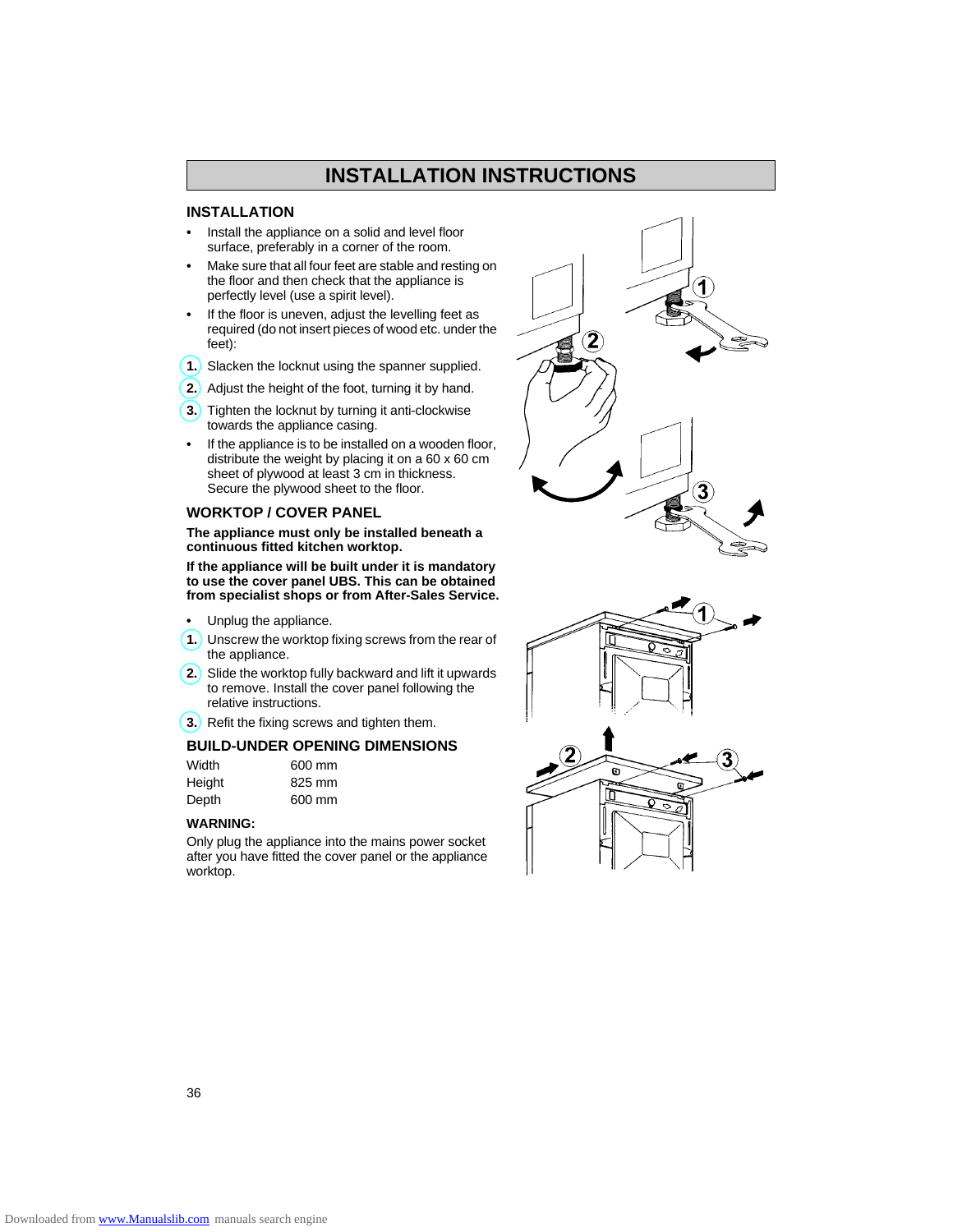# INSTALLATION INSTRUCTIONS

## INSTALLATION

- Install the appliance on a solid and level floor surface, preferably in a corner of the room.
- Make sure that all four feet are stable and resting on the floor and then check that the appliance is perfectly level (use a spirit level).
- If the floor is uneven, adjust the levelling feet as required (do not insert pieces of wood etc. under the feet):

1. Slacken the locknut using the spanner supplied.
2. Adjust the height of the foot, turning it by hand.
3. Tighten the locknut by turning it anti-clockwise towards the appliance casing.

- If the appliance is to be installed on a wooden floor, distribute the weight by placing it on a 60 x 60 cm sheet of plywood at least 3 cm in thickness. Secure the plywood sheet to the floor.

## WORKTOP / COVER PANEL

**The appliance must only be installed beneath a continuous fitted kitchen worktop.**

**If the appliance will be built under it is mandatory to use the cover panel UBS. This can be obtained from specialist shops or from After-Sales Service.**

- Unplug the appliance.

1. Unscrew the worktop fixing screws from the rear of the appliance.
2. Slide the worktop fully backward and lift it upwards to remove. Install the cover panel following the relative instructions.
3. Refit the fixing screws and tighten them.

## BUILD-UNDER OPENING DIMENSIONS

| | |
|---|---|
| Width | 600 mm |
| Height | 825 mm |
| Depth | 600 mm |

**WARNING:**

Only plug the appliance into the mains power socket after you have fitted the cover panel or the appliance worktop.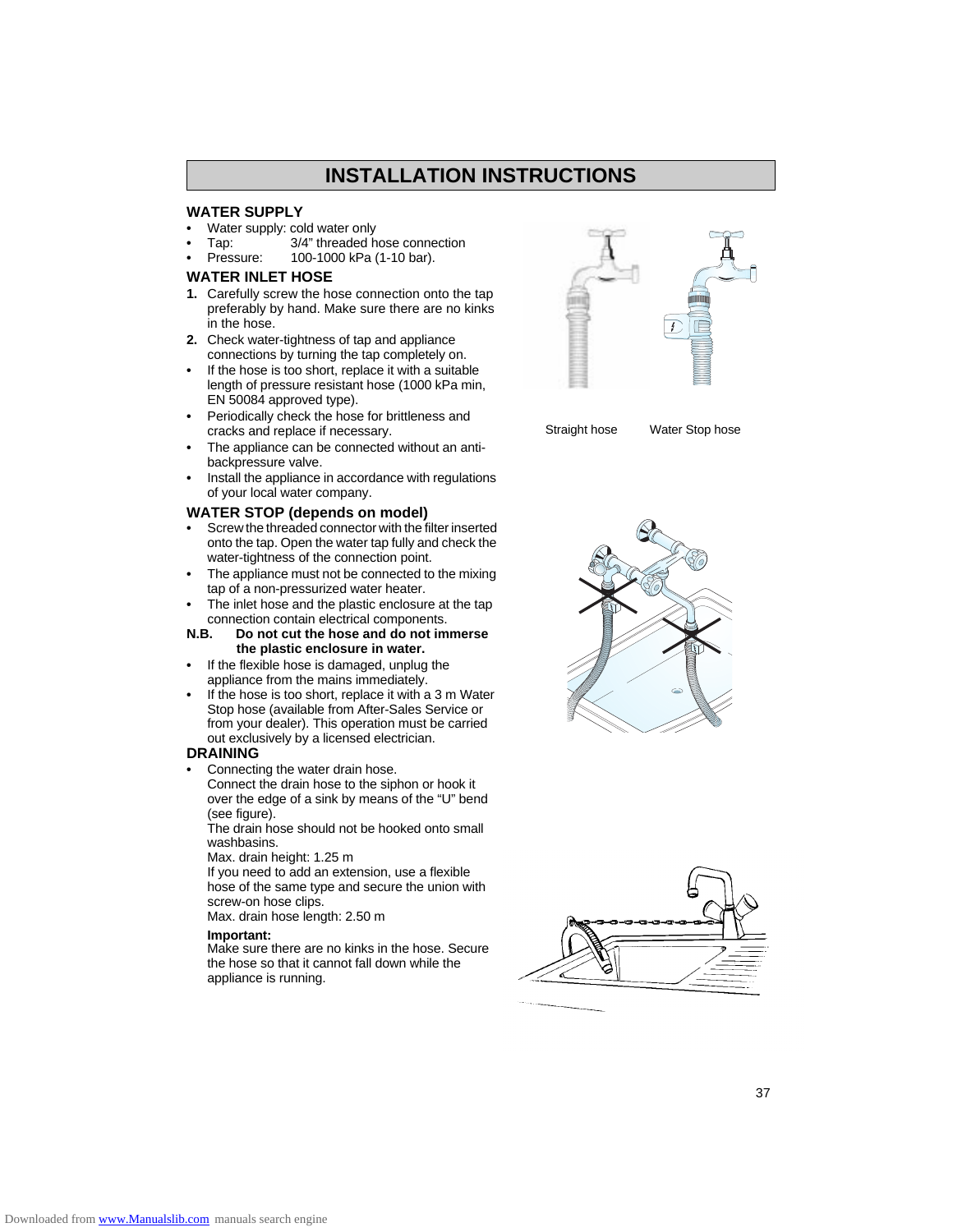# INSTALLATION INSTRUCTIONS

## WATER SUPPLY

- Water supply: cold water only
- Tap: 3/4" threaded hose connection
- Pressure: 100-1000 kPa (1-10 bar).

## WATER INLET HOSE

1. Carefully screw the hose connection onto the tap preferably by hand. Make sure there are no kinks in the hose.
2. Check water-tightness of tap and appliance connections by turning the tap completely on.

- If the hose is too short, replace it with a suitable length of pressure resistant hose (1000 kPa min, EN 50084 approved type).
- Periodically check the hose for brittleness and cracks and replace if necessary.
- The appliance can be connected without an anti-backpressure valve.
- Install the appliance in accordance with regulations of your local water company.

Straight hose Water Stop hose

## WATER STOP (depends on model)

- Screw the threaded connector with the filter inserted onto the tap. Open the water tap fully and check the water-tightness of the connection point.
- The appliance must not be connected to the mixing tap of a non-pressurized water heater.
- The inlet hose and the plastic enclosure at the tap connection contain electrical components.

**N.B. Do not cut the hose and do not immerse the plastic enclosure in water.**

- If the flexible hose is damaged, unplug the appliance from the mains immediately.
- If the hose is too short, replace it with a 3 m Water Stop hose (available from After-Sales Service or from your dealer). This operation must be carried out exclusively by a licensed electrician.

## DRAINING

- Connecting the water drain hose.
  Connect the drain hose to the siphon or hook it over the edge of a sink by means of the "U" bend (see figure).
  The drain hose should not be hooked onto small washbasins.
  Max. drain height: 1.25 m
  If you need to add an extension, use a flexible hose of the same type and secure the union with screw-on hose clips.
  Max. drain hose length: 2.50 m

  **Important:**
  Make sure there are no kinks in the hose. Secure the hose so that it cannot fall down while the appliance is running.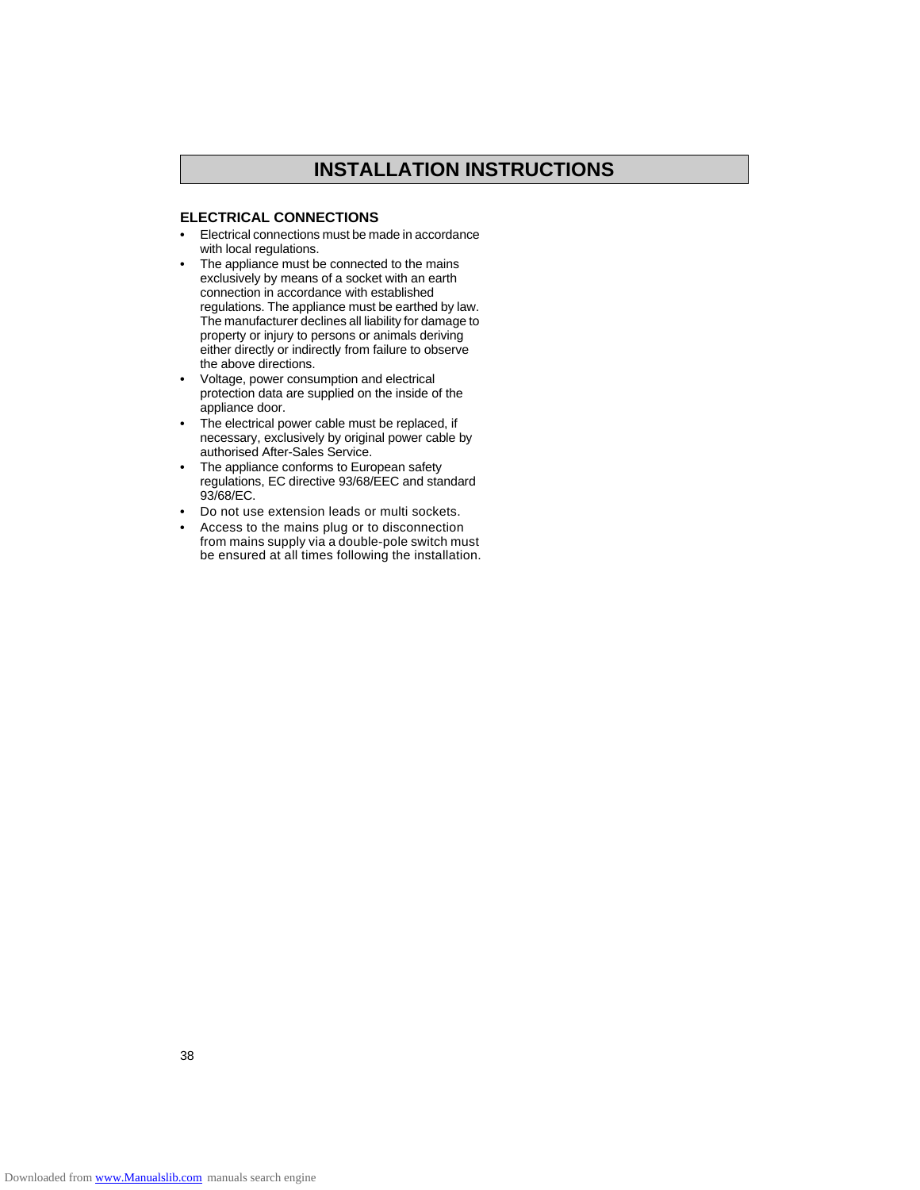# INSTALLATION INSTRUCTIONS

## ELECTRICAL CONNECTIONS

- Electrical connections must be made in accordance with local regulations.
- The appliance must be connected to the mains exclusively by means of a socket with an earth connection in accordance with established regulations. The appliance must be earthed by law. The manufacturer declines all liability for damage to property or injury to persons or animals deriving either directly or indirectly from failure to observe the above directions.
- Voltage, power consumption and electrical protection data are supplied on the inside of the appliance door.
- The electrical power cable must be replaced, if necessary, exclusively by original power cable by authorised After-Sales Service.
- The appliance conforms to European safety regulations, EC directive 93/68/EEC and standard 93/68/EC.
- Do not use extension leads or multi sockets.
- Access to the mains plug or to disconnection from mains supply via a double-pole switch must be ensured at all times following the installation.